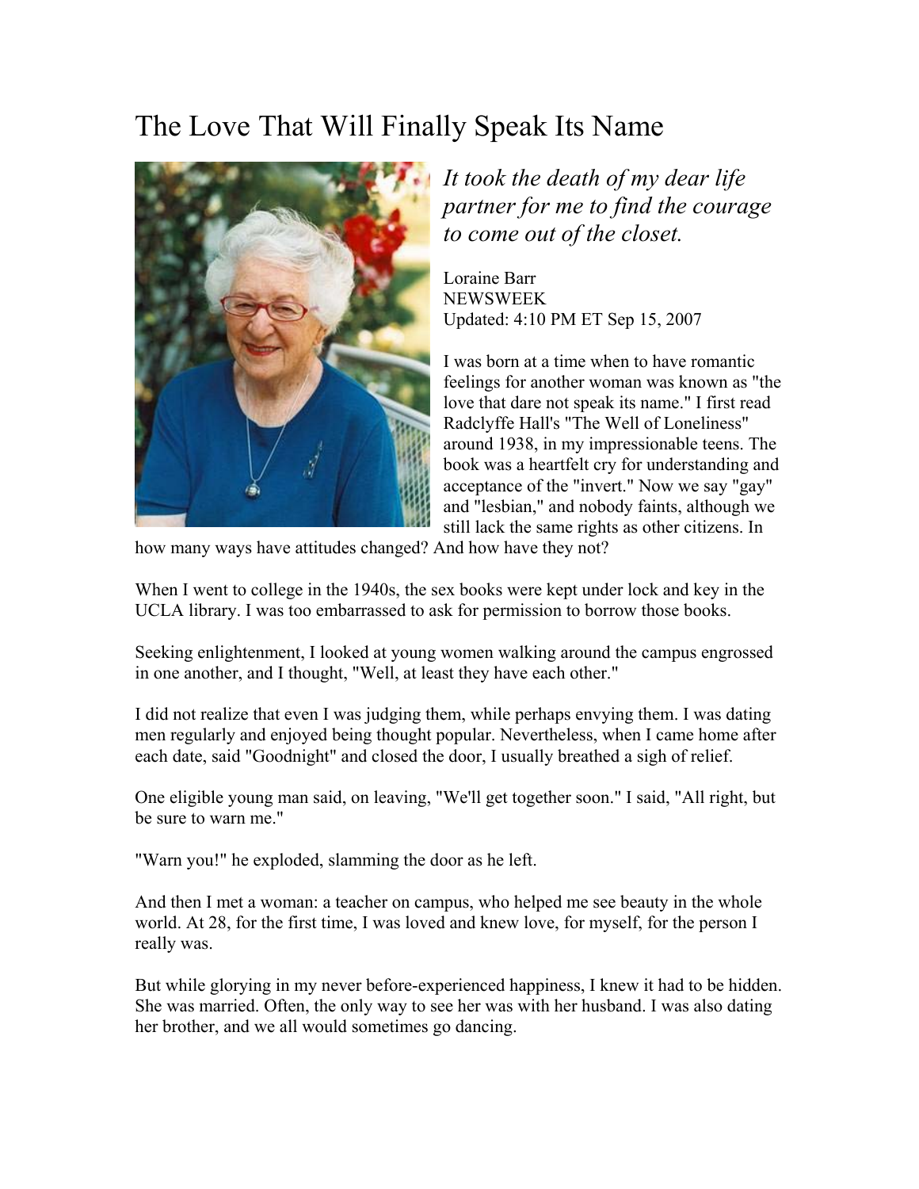# The Love That Will Finally Speak Its Name

*It took the death of my dear life partner for me to find the courage to come out of the closet.*

Loraine Barr
NEWSWEEK
Updated: 4:10 PM ET Sep 15, 2007

I was born at a time when to have romantic feelings for another woman was known as "the love that dare not speak its name." I first read Radclyffe Hall's "The Well of Loneliness" around 1938, in my impressionable teens. The book was a heartfelt cry for understanding and acceptance of the "invert." Now we say "gay" and "lesbian," and nobody faints, although we still lack the same rights as other citizens. In how many ways have attitudes changed? And how have they not?

When I went to college in the 1940s, the sex books were kept under lock and key in the UCLA library. I was too embarrassed to ask for permission to borrow those books.

Seeking enlightenment, I looked at young women walking around the campus engrossed in one another, and I thought, "Well, at least they have each other."

I did not realize that even I was judging them, while perhaps envying them. I was dating men regularly and enjoyed being thought popular. Nevertheless, when I came home after each date, said "Goodnight" and closed the door, I usually breathed a sigh of relief.

One eligible young man said, on leaving, "We'll get together soon." I said, "All right, but be sure to warn me."

"Warn you!" he exploded, slamming the door as he left.

And then I met a woman: a teacher on campus, who helped me see beauty in the whole world. At 28, for the first time, I was loved and knew love, for myself, for the person I really was.

But while glorying in my never before-experienced happiness, I knew it had to be hidden. She was married. Often, the only way to see her was with her husband. I was also dating her brother, and we all would sometimes go dancing.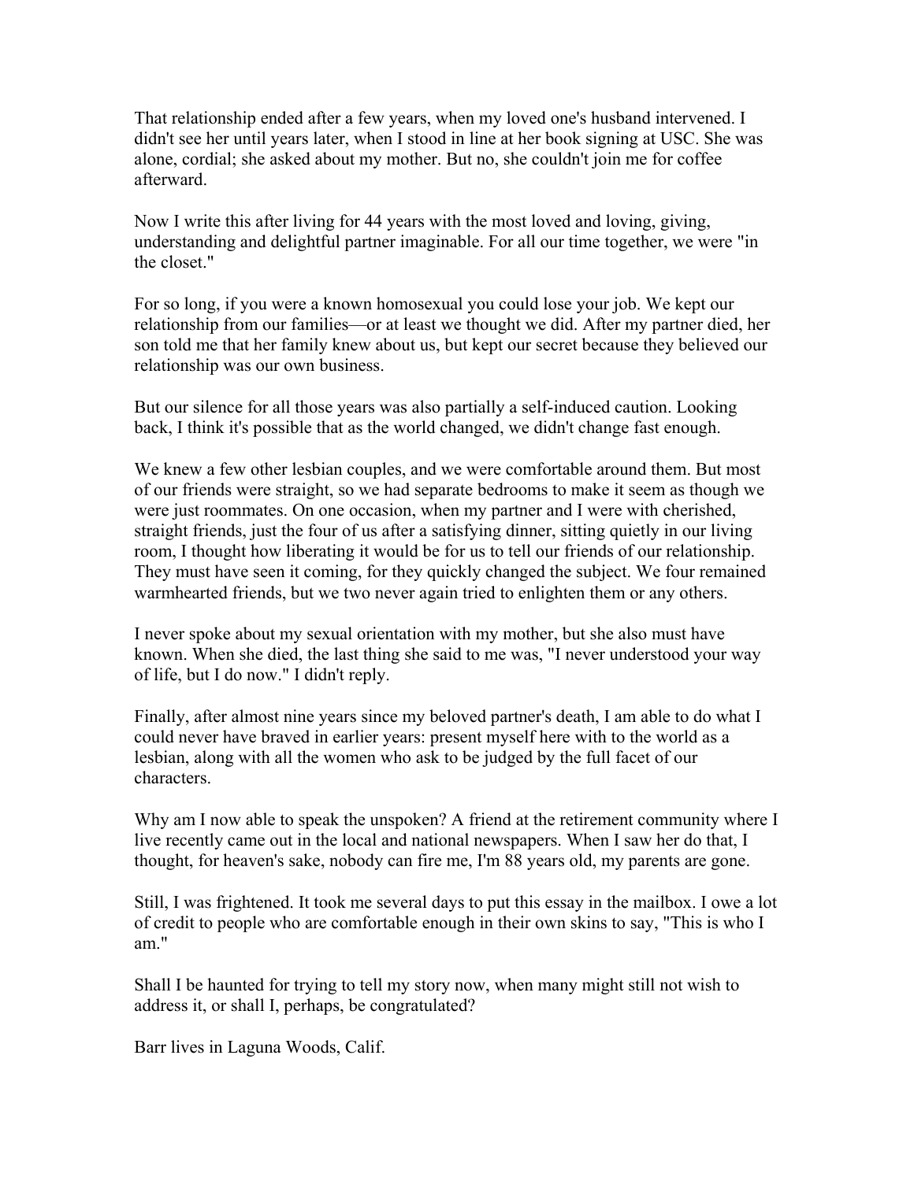That relationship ended after a few years, when my loved one's husband intervened. I didn't see her until years later, when I stood in line at her book signing at USC. She was alone, cordial; she asked about my mother. But no, she couldn't join me for coffee afterward.

Now I write this after living for 44 years with the most loved and loving, giving, understanding and delightful partner imaginable. For all our time together, we were "in the closet."

For so long, if you were a known homosexual you could lose your job. We kept our relationship from our families—or at least we thought we did. After my partner died, her son told me that her family knew about us, but kept our secret because they believed our relationship was our own business.

But our silence for all those years was also partially a self-induced caution. Looking back, I think it's possible that as the world changed, we didn't change fast enough.

We knew a few other lesbian couples, and we were comfortable around them. But most of our friends were straight, so we had separate bedrooms to make it seem as though we were just roommates. On one occasion, when my partner and I were with cherished, straight friends, just the four of us after a satisfying dinner, sitting quietly in our living room, I thought how liberating it would be for us to tell our friends of our relationship. They must have seen it coming, for they quickly changed the subject. We four remained warmhearted friends, but we two never again tried to enlighten them or any others.

I never spoke about my sexual orientation with my mother, but she also must have known. When she died, the last thing she said to me was, "I never understood your way of life, but I do now." I didn't reply.

Finally, after almost nine years since my beloved partner's death, I am able to do what I could never have braved in earlier years: present myself here with to the world as a lesbian, along with all the women who ask to be judged by the full facet of our characters.

Why am I now able to speak the unspoken? A friend at the retirement community where I live recently came out in the local and national newspapers. When I saw her do that, I thought, for heaven's sake, nobody can fire me, I'm 88 years old, my parents are gone.

Still, I was frightened. It took me several days to put this essay in the mailbox. I owe a lot of credit to people who are comfortable enough in their own skins to say, "This is who I am."

Shall I be haunted for trying to tell my story now, when many might still not wish to address it, or shall I, perhaps, be congratulated?

Barr lives in Laguna Woods, Calif.